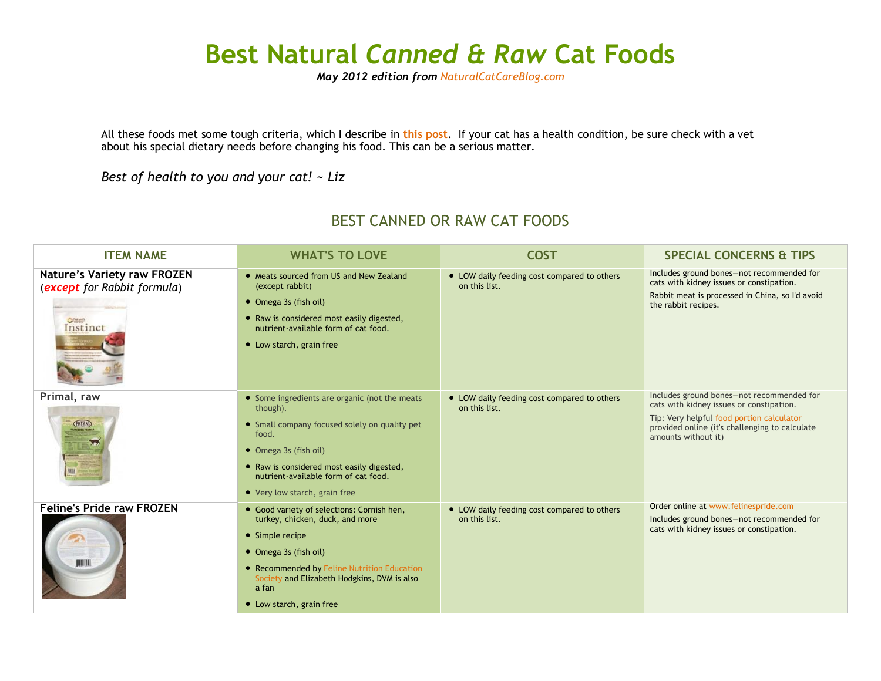# Best Natural *Canned & Raw* Cat Foods

***May 2012 edition from NaturalCatCareBlog.com***

All these foods met some tough criteria, which I describe in **this post**. If your cat has a health condition, be sure check with a vet about his special dietary needs before changing his food. This can be a serious matter.

*Best of health to you and your cat! ~ Liz*

## BEST CANNED OR RAW CAT FOODS

| ITEM NAME | WHAT'S TO LOVE | COST | SPECIAL CONCERNS & TIPS |
|---|---|---|---|
| **Nature's Variety raw FROZEN** (***except*** *for Rabbit formula*) | • Meats sourced from US and New Zealand (except rabbit)<br>• Omega 3s (fish oil)<br>• Raw is considered most easily digested, nutrient-available form of cat food.<br>• Low starch, grain free | • LOW daily feeding cost compared to others on this list. | Includes ground bones—not recommended for cats with kidney issues or constipation.<br>Rabbit meat is processed in China, so I'd avoid the rabbit recipes. |
| **Primal, raw** | • Some ingredients are organic (not the meats though).<br>• Small company focused solely on quality pet food.<br>• Omega 3s (fish oil)<br>• Raw is considered most easily digested, nutrient-available form of cat food.<br>• Very low starch, grain free | • LOW daily feeding cost compared to others on this list. | Includes ground bones—not recommended for cats with kidney issues or constipation.<br>Tip: Very helpful food portion calculator provided online (it's challenging to calculate amounts without it) |
| **Feline's Pride raw FROZEN** | • Good variety of selections: Cornish hen, turkey, chicken, duck, and more<br>• Simple recipe<br>• Omega 3s (fish oil)<br>• Recommended by Feline Nutrition Education Society and Elizabeth Hodgkins, DVM is also a fan<br>• Low starch, grain free | • LOW daily feeding cost compared to others on this list. | Order online at www.felinespride.com<br>Includes ground bones—not recommended for cats with kidney issues or constipation. |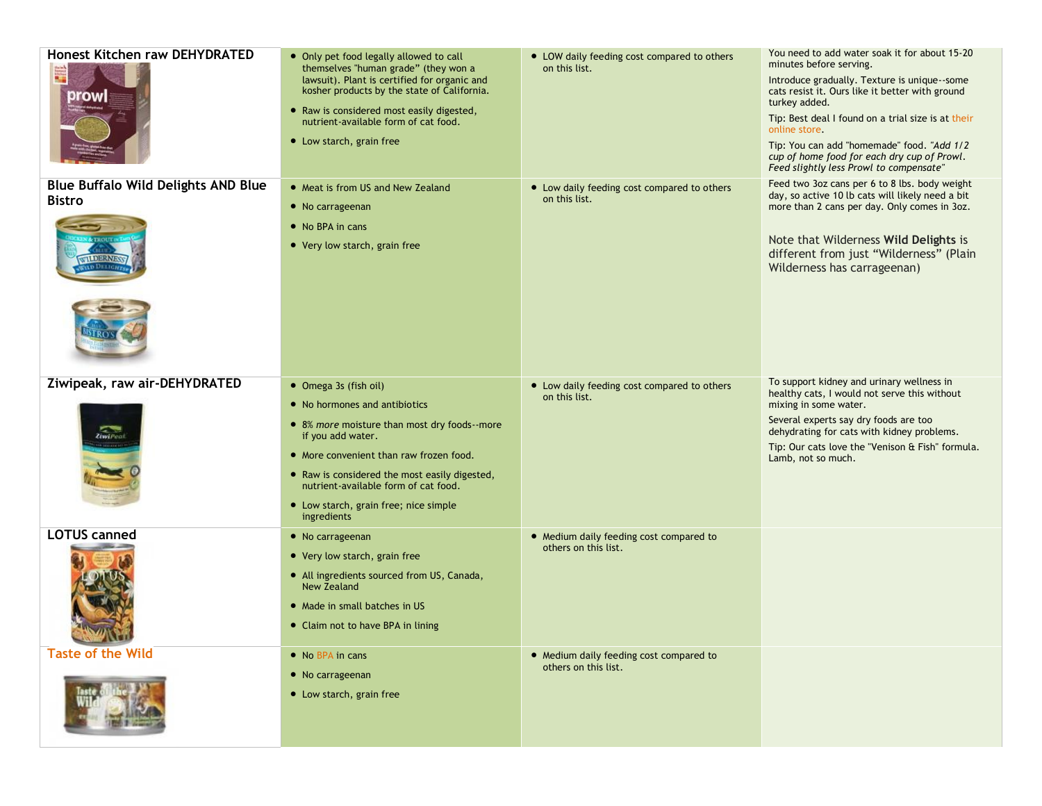| | | | |
|---|---|---|---|
| **Honest Kitchen raw DEHYDRATED** | • Only pet food legally allowed to call themselves "human grade" (they won a lawsuit). Plant is certified for organic and kosher products by the state of California.<br>• Raw is considered most easily digested, nutrient-available form of cat food.<br>• Low starch, grain free | • LOW daily feeding cost compared to others on this list. | You need to add water soak it for about 15-20 minutes before serving.<br>Introduce gradually. Texture is unique--some cats resist it. Ours like it better with ground turkey added.<br>Tip: Best deal I found on a trial size is at their online store.<br>Tip: You can add "homemade" food. *"Add 1/2 cup of home food for each dry cup of Prowl. Feed slightly less Prowl to compensate"* |
| **Blue Buffalo Wild Delights AND Blue Bistro** | • Meat is from US and New Zealand<br>• No carrageenan<br>• No BPA in cans<br>• Very low starch, grain free | • Low daily feeding cost compared to others on this list. | Feed two 3oz cans per 6 to 8 lbs. body weight day, so active 10 lb cats will likely need a bit more than 2 cans per day. Only comes in 3oz.<br>Note that Wilderness **Wild Delights** is different from just "Wilderness" (Plain Wilderness has carrageenan) |
| **Ziwipeak, raw air-DEHYDRATED** | • Omega 3s (fish oil)<br>• No hormones and antibiotics<br>• 8% *more* moisture than most dry foods--more if you add water.<br>• More convenient than raw frozen food.<br>• Raw is considered the most easily digested, nutrient-available form of cat food.<br>• Low starch, grain free; nice simple ingredients | • Low daily feeding cost compared to others on this list. | To support kidney and urinary wellness in healthy cats, I would not serve this without mixing in some water.<br>Several experts say dry foods are too dehydrating for cats with kidney problems.<br>Tip: Our cats love the "Venison & Fish" formula. Lamb, not so much. |
| **LOTUS canned** | • No carrageenan<br>• Very low starch, grain free<br>• All ingredients sourced from US, Canada, New Zealand<br>• Made in small batches in US<br>• Claim not to have BPA in lining | • Medium daily feeding cost compared to others on this list. | |
| **Taste of the Wild** | • No BPA in cans<br>• No carrageenan<br>• Low starch, grain free | • Medium daily feeding cost compared to others on this list. | |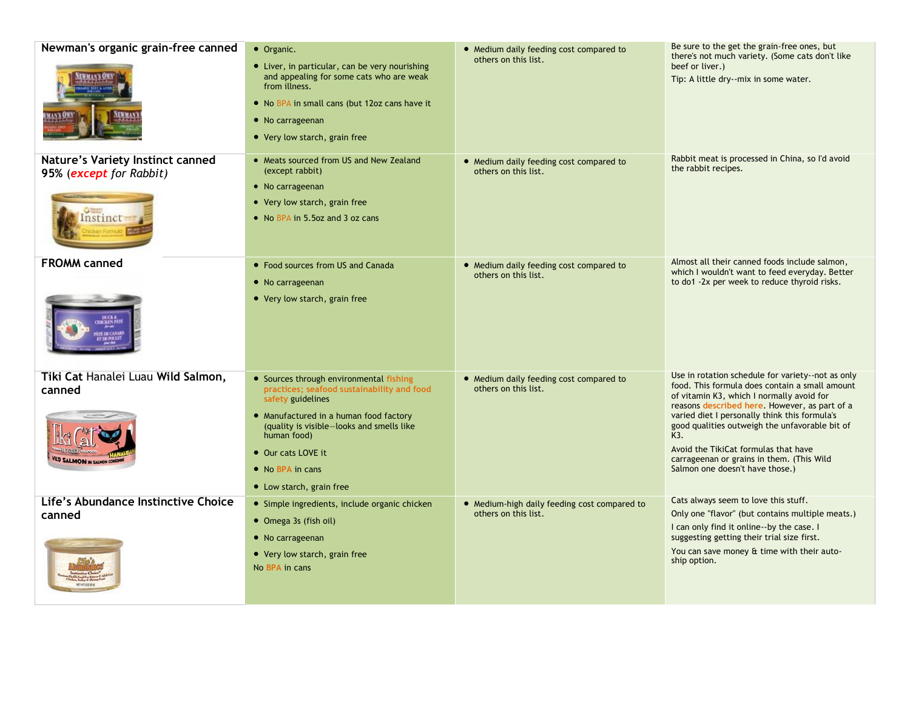| | | | |
|---|---|---|---|
| **Newman's organic grain-free canned** | • Organic.<br>• Liver, in particular, can be very nourishing and appealing for some cats who are weak from illness.<br>• No BPA in small cans (but 12oz cans have it<br>• No carrageenan<br>• Very low starch, grain free | • Medium daily feeding cost compared to others on this list. | Be sure to the get the grain-free ones, but there's not much variety. (Some cats don't like beef or liver.)<br>Tip: A little dry--mix in some water. |
| **Nature's Variety Instinct canned 95% (*except for Rabbit*)** | • Meats sourced from US and New Zealand (except rabbit)<br>• No carrageenan<br>• Very low starch, grain free<br>• No BPA in 5.5oz and 3 oz cans | • Medium daily feeding cost compared to others on this list. | Rabbit meat is processed in China, so I'd avoid the rabbit recipes. |
| **FROMM canned** | • Food sources from US and Canada<br>• No carrageenan<br>• Very low starch, grain free | • Medium daily feeding cost compared to others on this list. | Almost all their canned foods include salmon, which I wouldn't want to feed everyday. Better to do1 -2x per week to reduce thyroid risks. |
| **Tiki Cat** Hanalei Luau **Wild Salmon, canned** | • Sources through environmental fishing practices; seafood sustainability and food safety guidelines<br>• Manufactured in a human food factory (quality is visible—looks and smells like human food)<br>• Our cats LOVE it<br>• No BPA in cans<br>• Low starch, grain free | • Medium daily feeding cost compared to others on this list. | Use in rotation schedule for variety--not as only food. This formula does contain a small amount of vitamin K3, which I normally avoid for reasons described here. However, as part of a varied diet I personally think this formula's good qualities outweigh the unfavorable bit of K3.<br>Avoid the TikiCat formulas that have carrageenan or grains in them. (This Wild Salmon one doesn't have those.) |
| **Life's Abundance Instinctive Choice canned** | • Simple ingredients, include organic chicken<br>• Omega 3s (fish oil)<br>• No carrageenan<br>• Very low starch, grain free<br>No BPA in cans | • Medium-high daily feeding cost compared to others on this list. | Cats always seem to love this stuff.<br>Only one "flavor" (but contains multiple meats.)<br>I can only find it online--by the case. I suggesting getting their trial size first.<br>You can save money & time with their auto-ship option. |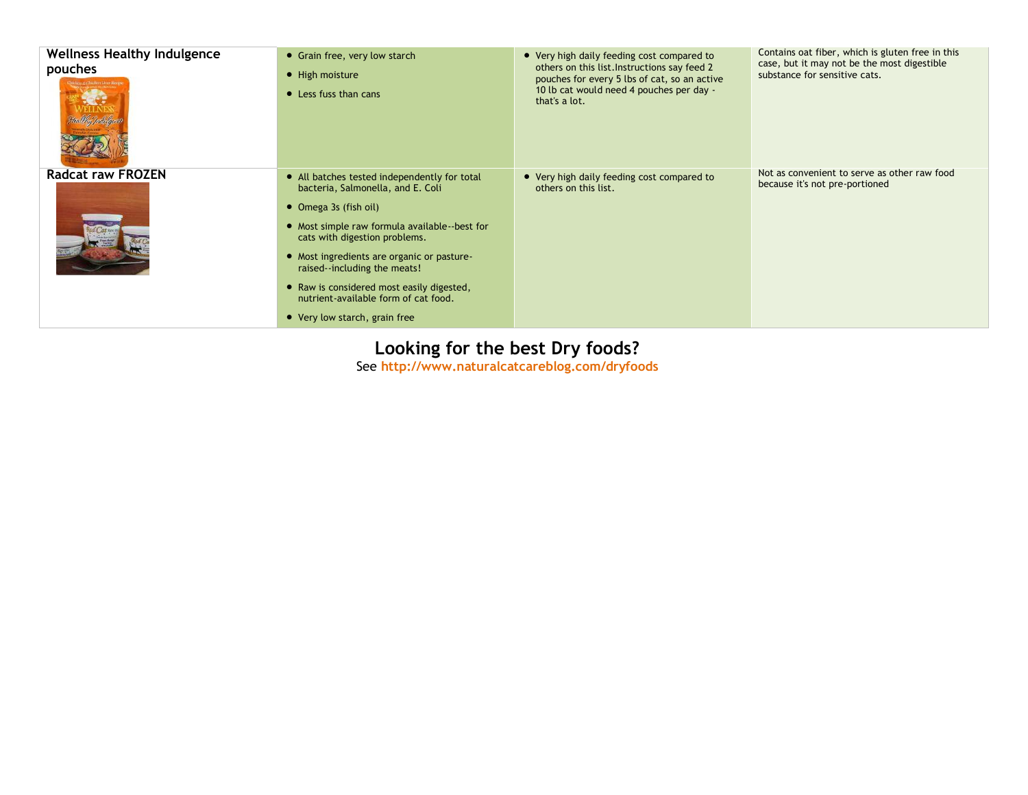| | | | |
|---|---|---|---|
| **Wellness Healthy Indulgence pouches** | • Grain free, very low starch<br>• High moisture<br>• Less fuss than cans | • Very high daily feeding cost compared to others on this list.Instructions say feed 2 pouches for every 5 lbs of cat, so an active 10 lb cat would need 4 pouches per day - that's a lot. | Contains oat fiber, which is gluten free in this case, but it may not be the most digestible substance for sensitive cats. |
| **Radcat raw FROZEN** | • All batches tested independently for total bacteria, Salmonella, and E. Coli<br>• Omega 3s (fish oil)<br>• Most simple raw formula available--best for cats with digestion problems.<br>• Most ingredients are organic or pasture-raised--including the meats!<br>• Raw is considered most easily digested, nutrient-available form of cat food.<br>• Very low starch, grain free | • Very high daily feeding cost compared to others on this list. | Not as convenient to serve as other raw food because it's not pre-portioned |

## Looking for the best Dry foods?

See **http://www.naturalcatcareblog.com/dryfoods**